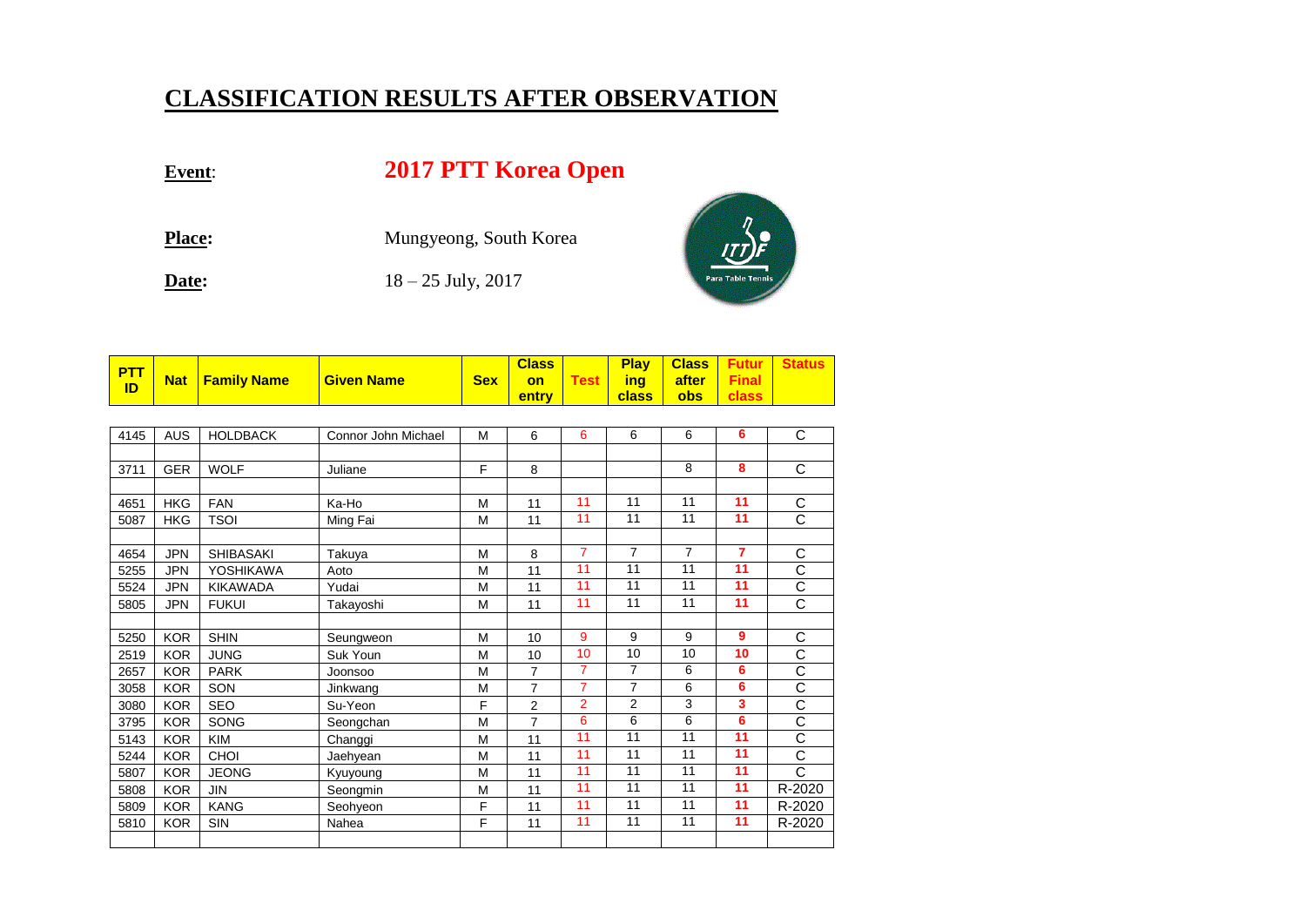# CLASSIFICATION RESULTS AFTER OBSERVATION

**Event**: **2017 PTT Korea Open**

**Place:** Mungyeong, South Korea

**Date:** 18 – 25 July, 2017

| PTT ID | Nat | Family Name | Given Name | Sex | Class on entry | Test | Playing class | Class after obs | Future Final class | Status |
|---|---|---|---|---|---|---|---|---|---|---|
| 4145 | AUS | HOLDBACK | Connor John Michael | M | 6 | 6 | 6 | 6 | 6 | C |
| | | | | | | | | | | |
| 3711 | GER | WOLF | Juliane | F | 8 | | | 8 | 8 | C |
| | | | | | | | | | | |
| 4651 | HKG | FAN | Ka-Ho | M | 11 | 11 | 11 | 11 | 11 | C |
| 5087 | HKG | TSOI | Ming Fai | M | 11 | 11 | 11 | 11 | 11 | C |
| | | | | | | | | | | |
| 4654 | JPN | SHIBASAKI | Takuya | M | 8 | 7 | 7 | 7 | 7 | C |
| 5255 | JPN | YOSHIKAWA | Aoto | M | 11 | 11 | 11 | 11 | 11 | C |
| 5524 | JPN | KIKAWADA | Yudai | M | 11 | 11 | 11 | 11 | 11 | C |
| 5805 | JPN | FUKUI | Takayoshi | M | 11 | 11 | 11 | 11 | 11 | C |
| | | | | | | | | | | |
| 5250 | KOR | SHIN | Seungweon | M | 10 | 9 | 9 | 9 | 9 | C |
| 2519 | KOR | JUNG | Suk Youn | M | 10 | 10 | 10 | 10 | 10 | C |
| 2657 | KOR | PARK | Joonsoo | M | 7 | 7 | 7 | 6 | 6 | C |
| 3058 | KOR | SON | Jinkwang | M | 7 | 7 | 7 | 6 | 6 | C |
| 3080 | KOR | SEO | Su-Yeon | F | 2 | 2 | 2 | 3 | 3 | C |
| 3795 | KOR | SONG | Seongchan | M | 7 | 6 | 6 | 6 | 6 | C |
| 5143 | KOR | KIM | Changgi | M | 11 | 11 | 11 | 11 | 11 | C |
| 5244 | KOR | CHOI | Jaehyean | M | 11 | 11 | 11 | 11 | 11 | C |
| 5807 | KOR | JEONG | Kyuyoung | M | 11 | 11 | 11 | 11 | 11 | C |
| 5808 | KOR | JIN | Seongmin | M | 11 | 11 | 11 | 11 | 11 | R-2020 |
| 5809 | KOR | KANG | Seohyeon | F | 11 | 11 | 11 | 11 | 11 | R-2020 |
| 5810 | KOR | SIN | Nahea | F | 11 | 11 | 11 | 11 | 11 | R-2020 |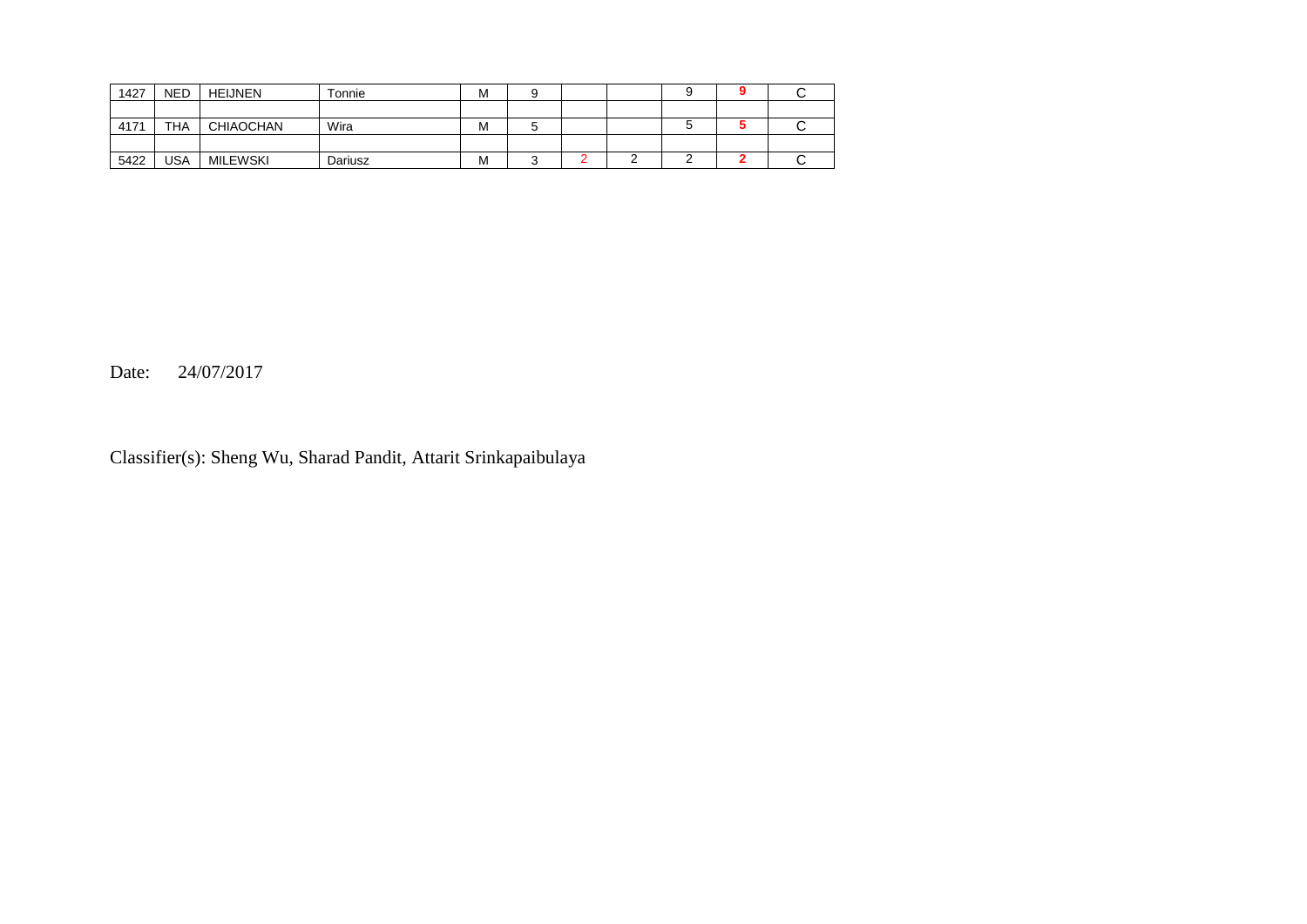| | | | | | | | | | | |
|---|---|---|---|---|---|---|---|---|---|---|
| 1427 | NED | HEIJNEN | Tonnie | M | 9 | | | 9 | **9** | C |
| | | | | | | | | | | |
| 4171 | THA | CHIAOCHAN | Wira | M | 5 | | | 5 | **5** | C |
| | | | | | | | | | | |
| 5422 | USA | MILEWSKI | Dariusz | M | 3 | 2 | 2 | 2 | **2** | C |

Date: 24/07/2017

Classifier(s): Sheng Wu, Sharad Pandit, Attarit Srinkapaibulaya